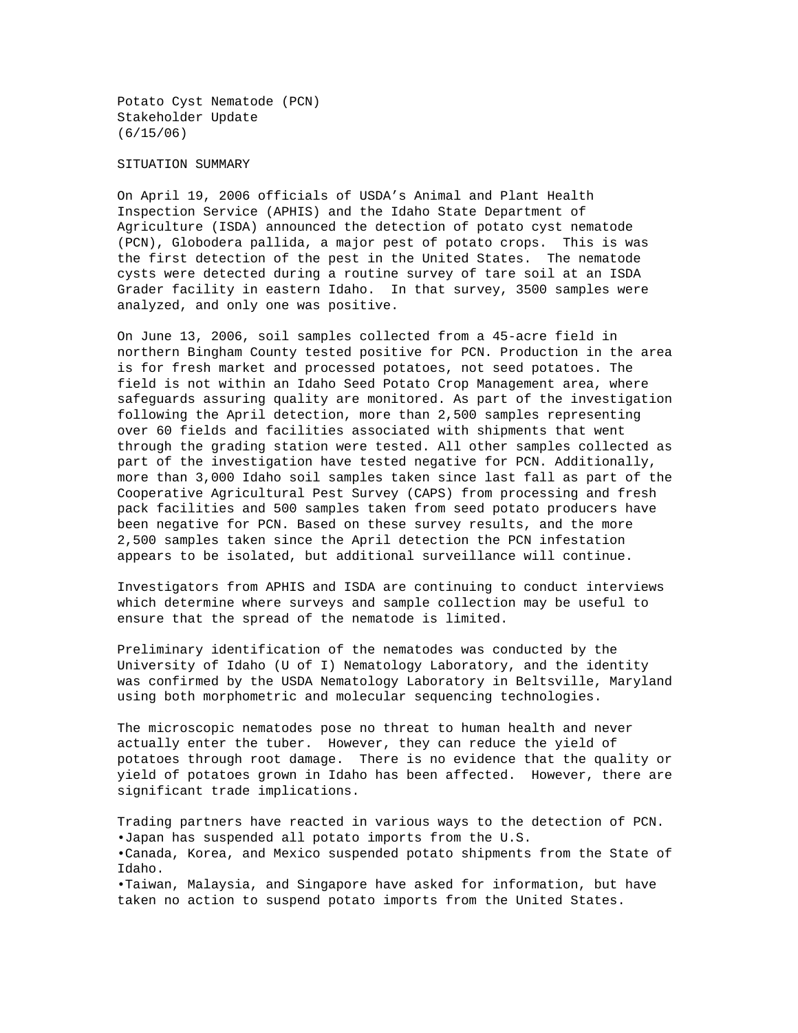Potato Cyst Nematode (PCN)
Stakeholder Update
(6/15/06)

SITUATION SUMMARY

On April 19, 2006 officials of USDA's Animal and Plant Health Inspection Service (APHIS) and the Idaho State Department of Agriculture (ISDA) announced the detection of potato cyst nematode (PCN), Globodera pallida, a major pest of potato crops. This is was the first detection of the pest in the United States. The nematode cysts were detected during a routine survey of tare soil at an ISDA Grader facility in eastern Idaho. In that survey, 3500 samples were analyzed, and only one was positive.

On June 13, 2006, soil samples collected from a 45-acre field in northern Bingham County tested positive for PCN. Production in the area is for fresh market and processed potatoes, not seed potatoes. The field is not within an Idaho Seed Potato Crop Management area, where safeguards assuring quality are monitored. As part of the investigation following the April detection, more than 2,500 samples representing over 60 fields and facilities associated with shipments that went through the grading station were tested. All other samples collected as part of the investigation have tested negative for PCN. Additionally, more than 3,000 Idaho soil samples taken since last fall as part of the Cooperative Agricultural Pest Survey (CAPS) from processing and fresh pack facilities and 500 samples taken from seed potato producers have been negative for PCN. Based on these survey results, and the more 2,500 samples taken since the April detection the PCN infestation appears to be isolated, but additional surveillance will continue.

Investigators from APHIS and ISDA are continuing to conduct interviews which determine where surveys and sample collection may be useful to ensure that the spread of the nematode is limited.

Preliminary identification of the nematodes was conducted by the University of Idaho (U of I) Nematology Laboratory, and the identity was confirmed by the USDA Nematology Laboratory in Beltsville, Maryland using both morphometric and molecular sequencing technologies.

The microscopic nematodes pose no threat to human health and never actually enter the tuber. However, they can reduce the yield of potatoes through root damage. There is no evidence that the quality or yield of potatoes grown in Idaho has been affected. However, there are significant trade implications.

Trading partners have reacted in various ways to the detection of PCN.

- Japan has suspended all potato imports from the U.S.
- Canada, Korea, and Mexico suspended potato shipments from the State of Idaho.
- Taiwan, Malaysia, and Singapore have asked for information, but have taken no action to suspend potato imports from the United States.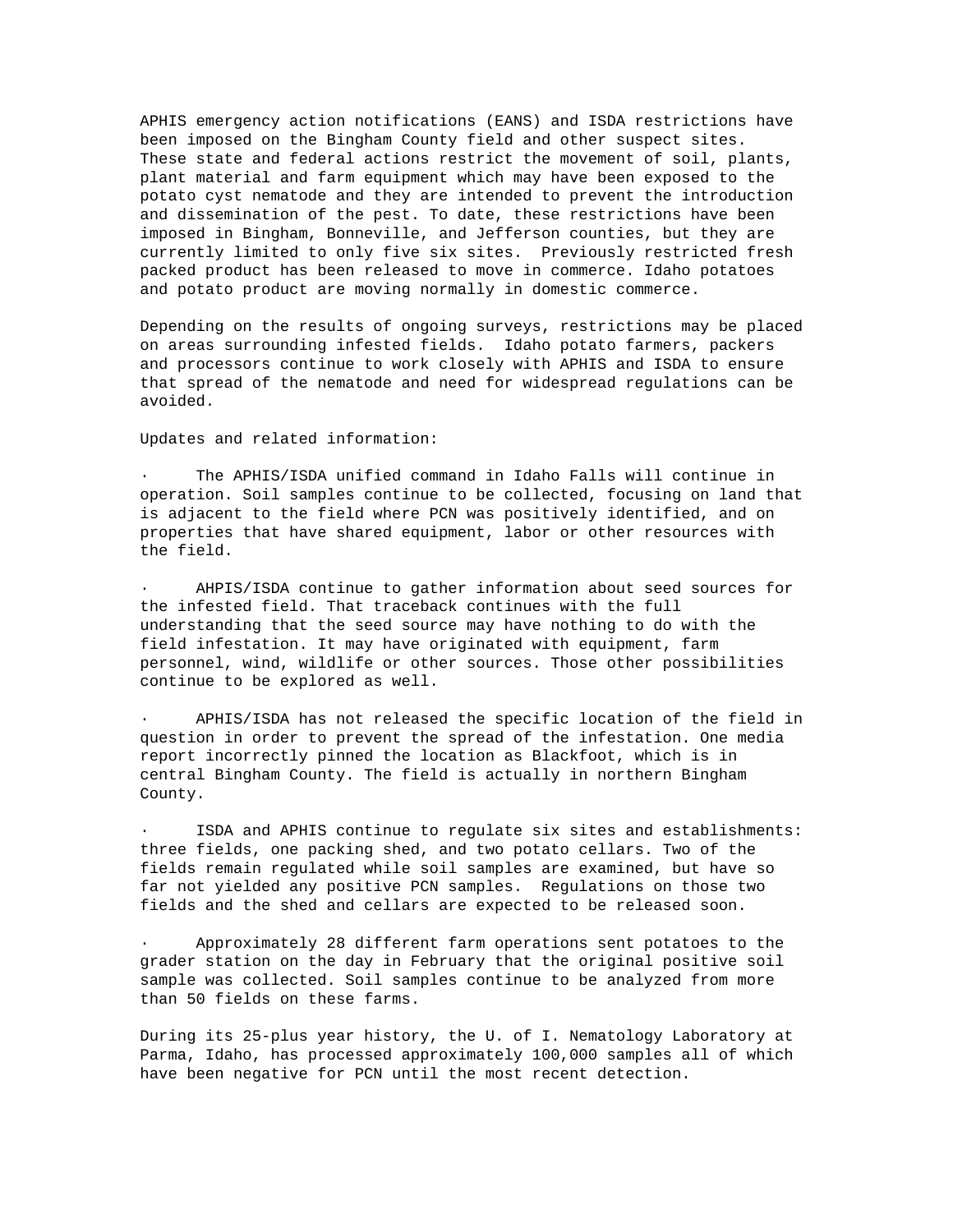APHIS emergency action notifications (EANS) and ISDA restrictions have been imposed on the Bingham County field and other suspect sites. These state and federal actions restrict the movement of soil, plants, plant material and farm equipment which may have been exposed to the potato cyst nematode and they are intended to prevent the introduction and dissemination of the pest. To date, these restrictions have been imposed in Bingham, Bonneville, and Jefferson counties, but they are currently limited to only five six sites. Previously restricted fresh packed product has been released to move in commerce. Idaho potatoes and potato product are moving normally in domestic commerce.

Depending on the results of ongoing surveys, restrictions may be placed on areas surrounding infested fields. Idaho potato farmers, packers and processors continue to work closely with APHIS and ISDA to ensure that spread of the nematode and need for widespread regulations can be avoided.

Updates and related information:

- The APHIS/ISDA unified command in Idaho Falls will continue in operation. Soil samples continue to be collected, focusing on land that is adjacent to the field where PCN was positively identified, and on properties that have shared equipment, labor or other resources with the field.

- AHPIS/ISDA continue to gather information about seed sources for the infested field. That traceback continues with the full understanding that the seed source may have nothing to do with the field infestation. It may have originated with equipment, farm personnel, wind, wildlife or other sources. Those other possibilities continue to be explored as well.

- APHIS/ISDA has not released the specific location of the field in question in order to prevent the spread of the infestation. One media report incorrectly pinned the location as Blackfoot, which is in central Bingham County. The field is actually in northern Bingham County.

- ISDA and APHIS continue to regulate six sites and establishments: three fields, one packing shed, and two potato cellars. Two of the fields remain regulated while soil samples are examined, but have so far not yielded any positive PCN samples. Regulations on those two fields and the shed and cellars are expected to be released soon.

- Approximately 28 different farm operations sent potatoes to the grader station on the day in February that the original positive soil sample was collected. Soil samples continue to be analyzed from more than 50 fields on these farms.

During its 25-plus year history, the U. of I. Nematology Laboratory at Parma, Idaho, has processed approximately 100,000 samples all of which have been negative for PCN until the most recent detection.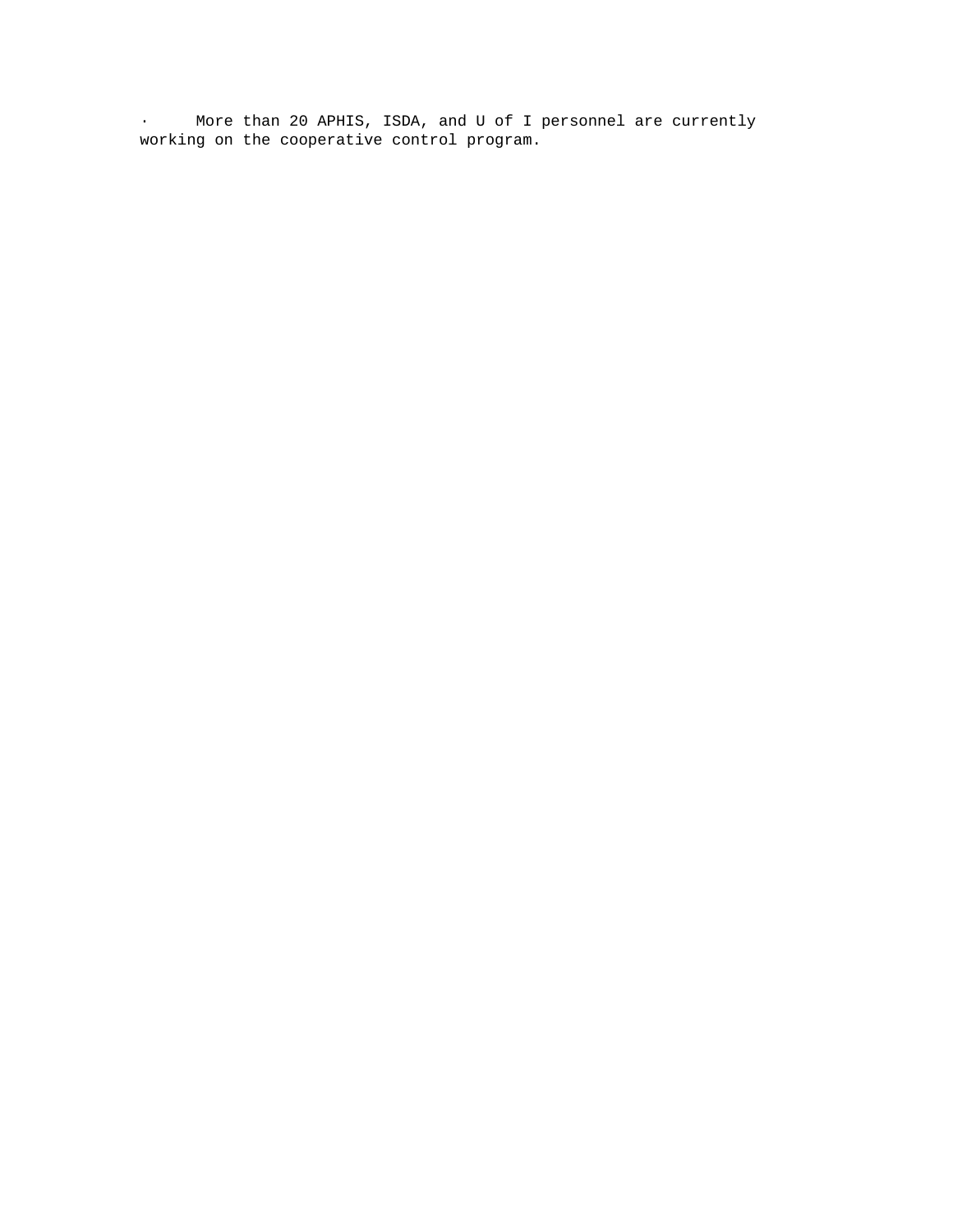- More than 20 APHIS, ISDA, and U of I personnel are currently working on the cooperative control program.